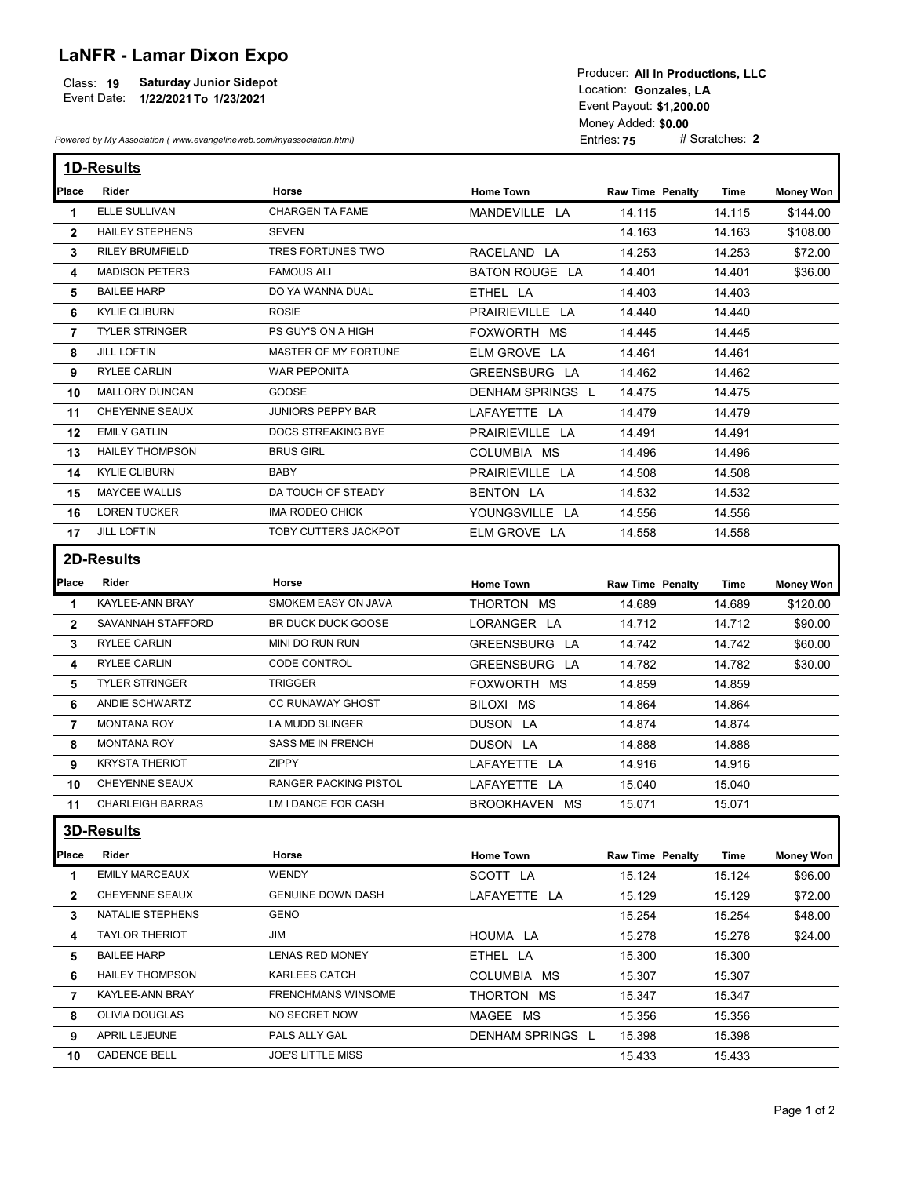# LaNFR - Lamar Dixon Expo

Class: **19** **Saturday Junior Sidepot**
Event Date: **1/22/2021 To 1/23/2021**

Producer: **All In Productions, LLC**
Location: **Gonzales, LA**
Event Payout: **$1,200.00**
Money Added: **$0.00**
Entries: **75** # Scratches: **2**

*Powered by My Association ( www.evangelineweb.com/myassociation.html)*

## 1D-Results

| Place | Rider | Horse | Home Town | Raw Time | Penalty | Time | Money Won |
|---|---|---|---|---|---|---|---|
| 1 | ELLE SULLIVAN | CHARGEN TA FAME | MANDEVILLE LA | 14.115 | | 14.115 | $144.00 |
| 2 | HAILEY STEPHENS | SEVEN | | 14.163 | | 14.163 | $108.00 |
| 3 | RILEY BRUMFIELD | TRES FORTUNES TWO | RACELAND LA | 14.253 | | 14.253 | $72.00 |
| 4 | MADISON PETERS | FAMOUS ALI | BATON ROUGE LA | 14.401 | | 14.401 | $36.00 |
| 5 | BAILEE HARP | DO YA WANNA DUAL | ETHEL LA | 14.403 | | 14.403 | |
| 6 | KYLIE CLIBURN | ROSIE | PRAIRIEVILLE LA | 14.440 | | 14.440 | |
| 7 | TYLER STRINGER | PS GUY'S ON A HIGH | FOXWORTH MS | 14.445 | | 14.445 | |
| 8 | JILL LOFTIN | MASTER OF MY FORTUNE | ELM GROVE LA | 14.461 | | 14.461 | |
| 9 | RYLEE CARLIN | WAR PEPONITA | GREENSBURG LA | 14.462 | | 14.462 | |
| 10 | MALLORY DUNCAN | GOOSE | DENHAM SPRINGS L | 14.475 | | 14.475 | |
| 11 | CHEYENNE SEAUX | JUNIORS PEPPY BAR | LAFAYETTE LA | 14.479 | | 14.479 | |
| 12 | EMILY GATLIN | DOCS STREAKING BYE | PRAIRIEVILLE LA | 14.491 | | 14.491 | |
| 13 | HAILEY THOMPSON | BRUS GIRL | COLUMBIA MS | 14.496 | | 14.496 | |
| 14 | KYLIE CLIBURN | BABY | PRAIRIEVILLE LA | 14.508 | | 14.508 | |
| 15 | MAYCEE WALLIS | DA TOUCH OF STEADY | BENTON LA | 14.532 | | 14.532 | |
| 16 | LOREN TUCKER | IMA RODEO CHICK | YOUNGSVILLE LA | 14.556 | | 14.556 | |
| 17 | JILL LOFTIN | TOBY CUTTERS JACKPOT | ELM GROVE LA | 14.558 | | 14.558 | |

## 2D-Results

| Place | Rider | Horse | Home Town | Raw Time | Penalty | Time | Money Won |
|---|---|---|---|---|---|---|---|
| 1 | KAYLEE-ANN BRAY | SMOKEM EASY ON JAVA | THORTON MS | 14.689 | | 14.689 | $120.00 |
| 2 | SAVANNAH STAFFORD | BR DUCK DUCK GOOSE | LORANGER LA | 14.712 | | 14.712 | $90.00 |
| 3 | RYLEE CARLIN | MINI DO RUN RUN | GREENSBURG LA | 14.742 | | 14.742 | $60.00 |
| 4 | RYLEE CARLIN | CODE CONTROL | GREENSBURG LA | 14.782 | | 14.782 | $30.00 |
| 5 | TYLER STRINGER | TRIGGER | FOXWORTH MS | 14.859 | | 14.859 | |
| 6 | ANDIE SCHWARTZ | CC RUNAWAY GHOST | BILOXI MS | 14.864 | | 14.864 | |
| 7 | MONTANA ROY | LA MUDD SLINGER | DUSON LA | 14.874 | | 14.874 | |
| 8 | MONTANA ROY | SASS ME IN FRENCH | DUSON LA | 14.888 | | 14.888 | |
| 9 | KRYSTA THERIOT | ZIPPY | LAFAYETTE LA | 14.916 | | 14.916 | |
| 10 | CHEYENNE SEAUX | RANGER PACKING PISTOL | LAFAYETTE LA | 15.040 | | 15.040 | |
| 11 | CHARLEIGH BARRAS | LM I DANCE FOR CASH | BROOKHAVEN MS | 15.071 | | 15.071 | |

## 3D-Results

| Place | Rider | Horse | Home Town | Raw Time | Penalty | Time | Money Won |
|---|---|---|---|---|---|---|---|
| 1 | EMILY MARCEAUX | WENDY | SCOTT LA | 15.124 | | 15.124 | $96.00 |
| 2 | CHEYENNE SEAUX | GENUINE DOWN DASH | LAFAYETTE LA | 15.129 | | 15.129 | $72.00 |
| 3 | NATALIE STEPHENS | GENO | | 15.254 | | 15.254 | $48.00 |
| 4 | TAYLOR THERIOT | JIM | HOUMA LA | 15.278 | | 15.278 | $24.00 |
| 5 | BAILEE HARP | LENAS RED MONEY | ETHEL LA | 15.300 | | 15.300 | |
| 6 | HAILEY THOMPSON | KARLEES CATCH | COLUMBIA MS | 15.307 | | 15.307 | |
| 7 | KAYLEE-ANN BRAY | FRENCHMANS WINSOME | THORTON MS | 15.347 | | 15.347 | |
| 8 | OLIVIA DOUGLAS | NO SECRET NOW | MAGEE MS | 15.356 | | 15.356 | |
| 9 | APRIL LEJEUNE | PALS ALLY GAL | DENHAM SPRINGS L | 15.398 | | 15.398 | |
| 10 | CADENCE BELL | JOE'S LITTLE MISS | | 15.433 | | 15.433 | |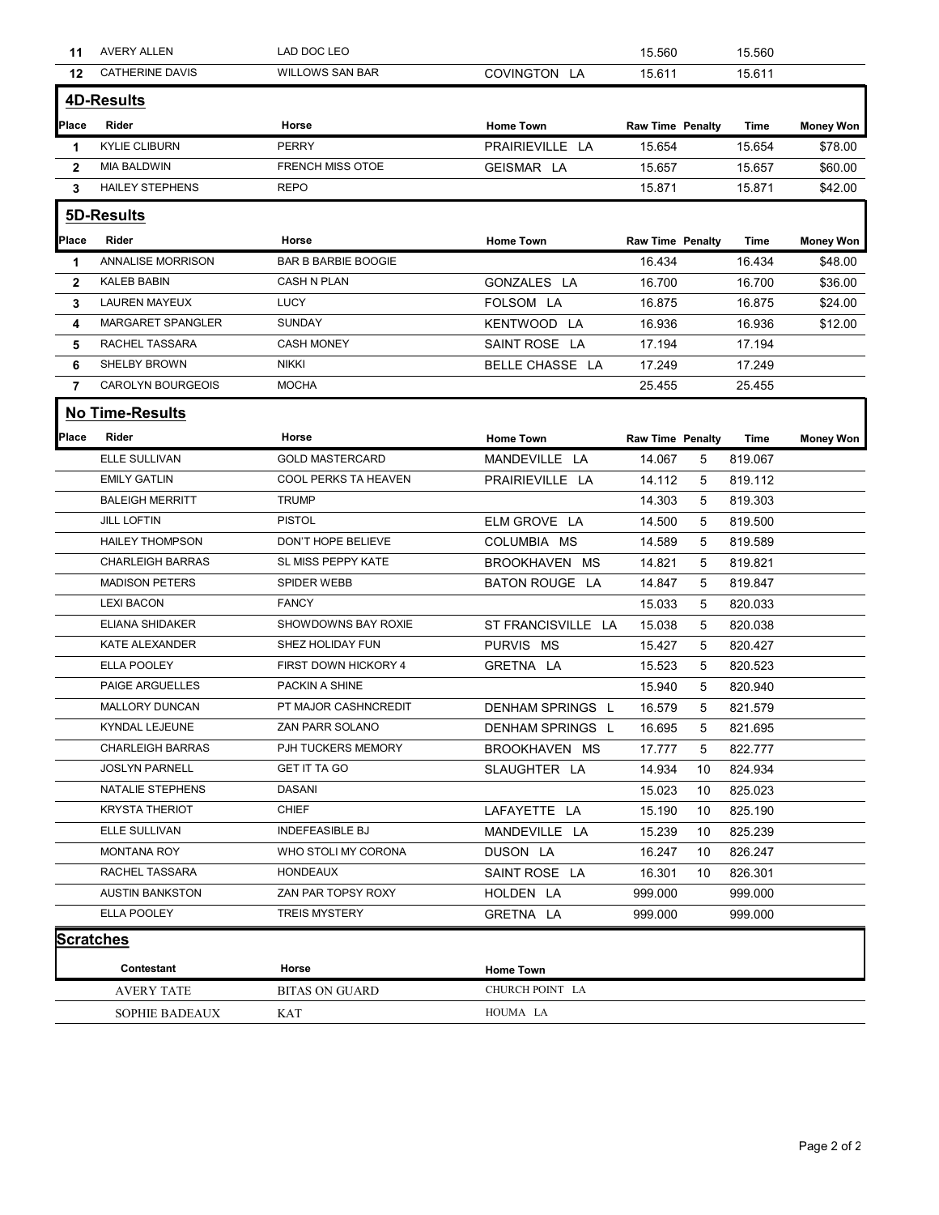| Place | Rider | Horse | Home Town | Raw Time | Penalty | Time | Money Won |
|---|---|---|---|---|---|---|---|
| 11 | AVERY ALLEN | LAD DOC LEO | | 15.560 | | 15.560 | |
| 12 | CATHERINE DAVIS | WILLOWS SAN BAR | COVINGTON LA | 15.611 | | 15.611 | |

## 4D-Results

| Place | Rider | Horse | Home Town | Raw Time | Penalty | Time | Money Won |
|---|---|---|---|---|---|---|---|
| 1 | KYLIE CLIBURN | PERRY | PRAIRIEVILLE LA | 15.654 | | 15.654 | $78.00 |
| 2 | MIA BALDWIN | FRENCH MISS OTOE | GEISMAR LA | 15.657 | | 15.657 | $60.00 |
| 3 | HAILEY STEPHENS | REPO | | 15.871 | | 15.871 | $42.00 |

## 5D-Results

| Place | Rider | Horse | Home Town | Raw Time | Penalty | Time | Money Won |
|---|---|---|---|---|---|---|---|
| 1 | ANNALISE MORRISON | BAR B BARBIE BOOGIE | | 16.434 | | 16.434 | $48.00 |
| 2 | KALEB BABIN | CASH N PLAN | GONZALES LA | 16.700 | | 16.700 | $36.00 |
| 3 | LAUREN MAYEUX | LUCY | FOLSOM LA | 16.875 | | 16.875 | $24.00 |
| 4 | MARGARET SPANGLER | SUNDAY | KENTWOOD LA | 16.936 | | 16.936 | $12.00 |
| 5 | RACHEL TASSARA | CASH MONEY | SAINT ROSE LA | 17.194 | | 17.194 | |
| 6 | SHELBY BROWN | NIKKI | BELLE CHASSE LA | 17.249 | | 17.249 | |
| 7 | CAROLYN BOURGEOIS | MOCHA | | 25.455 | | 25.455 | |

## No Time-Results

| Place | Rider | Horse | Home Town | Raw Time | Penalty | Time | Money Won |
|---|---|---|---|---|---|---|---|
| | ELLE SULLIVAN | GOLD MASTERCARD | MANDEVILLE LA | 14.067 | 5 | 819.067 | |
| | EMILY GATLIN | COOL PERKS TA HEAVEN | PRAIRIEVILLE LA | 14.112 | 5 | 819.112 | |
| | BALEIGH MERRITT | TRUMP | | 14.303 | 5 | 819.303 | |
| | JILL LOFTIN | PISTOL | ELM GROVE LA | 14.500 | 5 | 819.500 | |
| | HAILEY THOMPSON | DON'T HOPE BELIEVE | COLUMBIA MS | 14.589 | 5 | 819.589 | |
| | CHARLEIGH BARRAS | SL MISS PEPPY KATE | BROOKHAVEN MS | 14.821 | 5 | 819.821 | |
| | MADISON PETERS | SPIDER WEBB | BATON ROUGE LA | 14.847 | 5 | 819.847 | |
| | LEXI BACON | FANCY | | 15.033 | 5 | 820.033 | |
| | ELIANA SHIDAKER | SHOWDOWNS BAY ROXIE | ST FRANCISVILLE LA | 15.038 | 5 | 820.038 | |
| | KATE ALEXANDER | SHEZ HOLIDAY FUN | PURVIS MS | 15.427 | 5 | 820.427 | |
| | ELLA POOLEY | FIRST DOWN HICKORY 4 | GRETNA LA | 15.523 | 5 | 820.523 | |
| | PAIGE ARGUELLES | PACKIN A SHINE | | 15.940 | 5 | 820.940 | |
| | MALLORY DUNCAN | PT MAJOR CASHNCREDIT | DENHAM SPRINGS L | 16.579 | 5 | 821.579 | |
| | KYNDAL LEJEUNE | ZAN PARR SOLANO | DENHAM SPRINGS L | 16.695 | 5 | 821.695 | |
| | CHARLEIGH BARRAS | PJH TUCKERS MEMORY | BROOKHAVEN MS | 17.777 | 5 | 822.777 | |
| | JOSLYN PARNELL | GET IT TA GO | SLAUGHTER LA | 14.934 | 10 | 824.934 | |
| | NATALIE STEPHENS | DASANI | | 15.023 | 10 | 825.023 | |
| | KRYSTA THERIOT | CHIEF | LAFAYETTE LA | 15.190 | 10 | 825.190 | |
| | ELLE SULLIVAN | INDEFEASIBLE BJ | MANDEVILLE LA | 15.239 | 10 | 825.239 | |
| | MONTANA ROY | WHO STOLI MY CORONA | DUSON LA | 16.247 | 10 | 826.247 | |
| | RACHEL TASSARA | HONDEAUX | SAINT ROSE LA | 16.301 | 10 | 826.301 | |
| | AUSTIN BANKSTON | ZAN PAR TOPSY ROXY | HOLDEN LA | 999.000 | | 999.000 | |
| | ELLA POOLEY | TREIS MYSTERY | GRETNA LA | 999.000 | | 999.000 | |

## Scratches

| Contestant | Horse | Home Town |
|---|---|---|
| AVERY TATE | BITAS ON GUARD | CHURCH POINT LA |
| SOPHIE BADEAUX | KAT | HOUMA LA |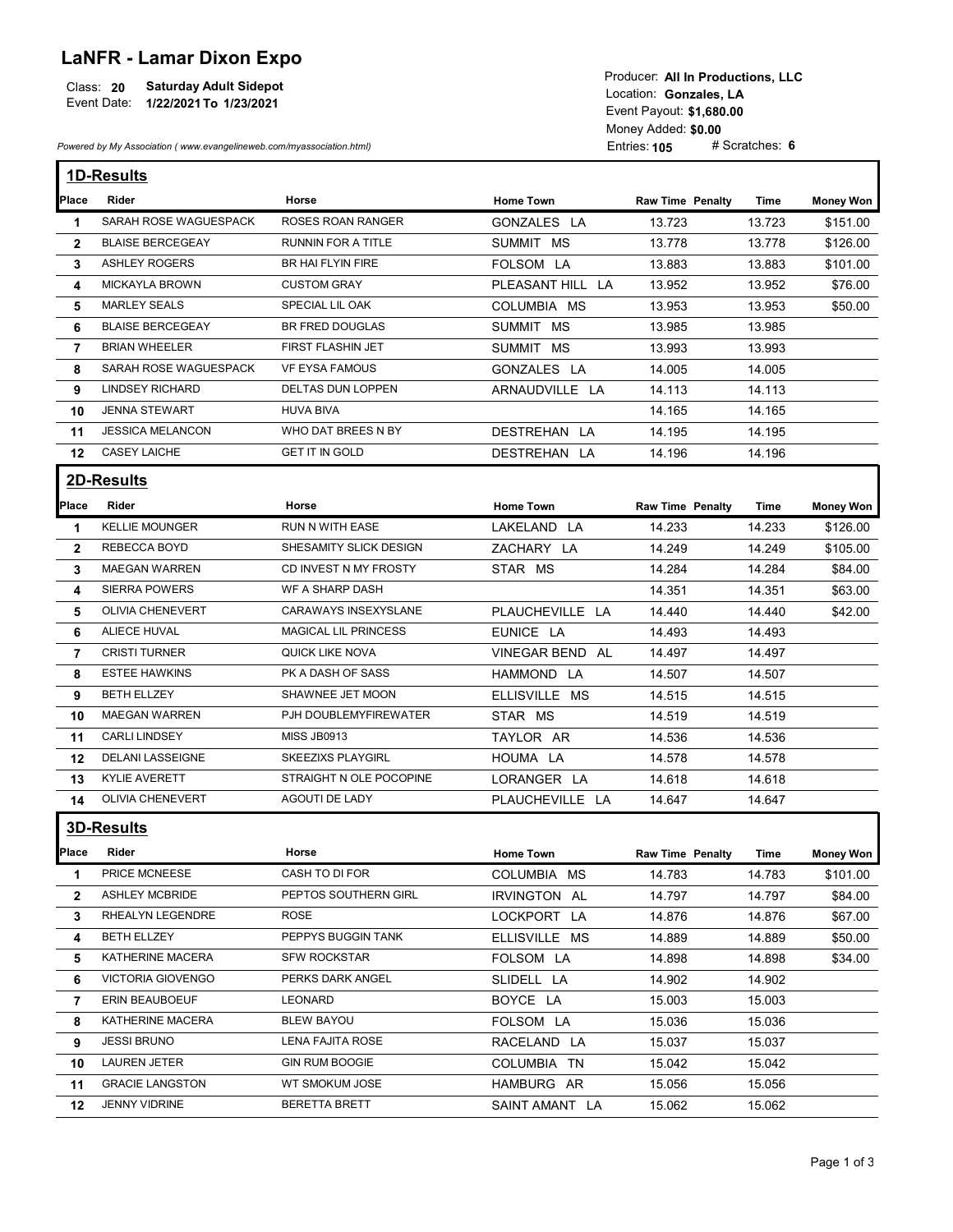# LaNFR - Lamar Dixon Expo

Class: **20** **Saturday Adult Sidepot**
Event Date: **1/22/2021 To 1/23/2021**

Producer: **All In Productions, LLC**
Location: **Gonzales, LA**
Event Payout: **$1,680.00**
Money Added: **$0.00**
Entries: **105** # Scratches: **6**

*Powered by My Association ( www.evangelineweb.com/myassociation.html)*

## 1D-Results

| Place | Rider | Horse | Home Town | Raw Time | Penalty | Time | Money Won |
|---|---|---|---|---|---|---|---|
| 1 | SARAH ROSE WAGUESPACK | ROSES ROAN RANGER | GONZALES LA | 13.723 | | 13.723 | $151.00 |
| 2 | BLAISE BERCEGEAY | RUNNIN FOR A TITLE | SUMMIT MS | 13.778 | | 13.778 | $126.00 |
| 3 | ASHLEY ROGERS | BR HAI FLYIN FIRE | FOLSOM LA | 13.883 | | 13.883 | $101.00 |
| 4 | MICKAYLA BROWN | CUSTOM GRAY | PLEASANT HILL LA | 13.952 | | 13.952 | $76.00 |
| 5 | MARLEY SEALS | SPECIAL LIL OAK | COLUMBIA MS | 13.953 | | 13.953 | $50.00 |
| 6 | BLAISE BERCEGEAY | BR FRED DOUGLAS | SUMMIT MS | 13.985 | | 13.985 | |
| 7 | BRIAN WHEELER | FIRST FLASHIN JET | SUMMIT MS | 13.993 | | 13.993 | |
| 8 | SARAH ROSE WAGUESPACK | VF EYSA FAMOUS | GONZALES LA | 14.005 | | 14.005 | |
| 9 | LINDSEY RICHARD | DELTAS DUN LOPPEN | ARNAUDVILLE LA | 14.113 | | 14.113 | |
| 10 | JENNA STEWART | HUVA BIVA | | 14.165 | | 14.165 | |
| 11 | JESSICA MELANCON | WHO DAT BREES N BY | DESTREHAN LA | 14.195 | | 14.195 | |
| 12 | CASEY LAICHE | GET IT IN GOLD | DESTREHAN LA | 14.196 | | 14.196 | |

## 2D-Results

| Place | Rider | Horse | Home Town | Raw Time | Penalty | Time | Money Won |
|---|---|---|---|---|---|---|---|
| 1 | KELLIE MOUNGER | RUN N WITH EASE | LAKELAND LA | 14.233 | | 14.233 | $126.00 |
| 2 | REBECCA BOYD | SHESAMITY SLICK DESIGN | ZACHARY LA | 14.249 | | 14.249 | $105.00 |
| 3 | MAEGAN WARREN | CD INVEST N MY FROSTY | STAR MS | 14.284 | | 14.284 | $84.00 |
| 4 | SIERRA POWERS | WF A SHARP DASH | | 14.351 | | 14.351 | $63.00 |
| 5 | OLIVIA CHENEVERT | CARAWAYS INSEXYSLANE | PLAUCHEVILLE LA | 14.440 | | 14.440 | $42.00 |
| 6 | ALIECE HUVAL | MAGICAL LIL PRINCESS | EUNICE LA | 14.493 | | 14.493 | |
| 7 | CRISTI TURNER | QUICK LIKE NOVA | VINEGAR BEND AL | 14.497 | | 14.497 | |
| 8 | ESTEE HAWKINS | PK A DASH OF SASS | HAMMOND LA | 14.507 | | 14.507 | |
| 9 | BETH ELLZEY | SHAWNEE JET MOON | ELLISVILLE MS | 14.515 | | 14.515 | |
| 10 | MAEGAN WARREN | PJH DOUBLEMYFIREWATER | STAR MS | 14.519 | | 14.519 | |
| 11 | CARLI LINDSEY | MISS JB0913 | TAYLOR AR | 14.536 | | 14.536 | |
| 12 | DELANI LASSEIGNE | SKEEZIXS PLAYGIRL | HOUMA LA | 14.578 | | 14.578 | |
| 13 | KYLIE AVERETT | STRAIGHT N OLE POCOPINE | LORANGER LA | 14.618 | | 14.618 | |
| 14 | OLIVIA CHENEVERT | AGOUTI DE LADY | PLAUCHEVILLE LA | 14.647 | | 14.647 | |

## 3D-Results

| Place | Rider | Horse | Home Town | Raw Time | Penalty | Time | Money Won |
|---|---|---|---|---|---|---|---|
| 1 | PRICE MCNEESE | CASH TO DI FOR | COLUMBIA MS | 14.783 | | 14.783 | $101.00 |
| 2 | ASHLEY MCBRIDE | PEPTOS SOUTHERN GIRL | IRVINGTON AL | 14.797 | | 14.797 | $84.00 |
| 3 | RHEALYN LEGENDRE | ROSE | LOCKPORT LA | 14.876 | | 14.876 | $67.00 |
| 4 | BETH ELLZEY | PEPPYS BUGGIN TANK | ELLISVILLE MS | 14.889 | | 14.889 | $50.00 |
| 5 | KATHERINE MACERA | SFW ROCKSTAR | FOLSOM LA | 14.898 | | 14.898 | $34.00 |
| 6 | VICTORIA GIOVENGO | PERKS DARK ANGEL | SLIDELL LA | 14.902 | | 14.902 | |
| 7 | ERIN BEAUBOEUF | LEONARD | BOYCE LA | 15.003 | | 15.003 | |
| 8 | KATHERINE MACERA | BLEW BAYOU | FOLSOM LA | 15.036 | | 15.036 | |
| 9 | JESSI BRUNO | LENA FAJITA ROSE | RACELAND LA | 15.037 | | 15.037 | |
| 10 | LAUREN JETER | GIN RUM BOOGIE | COLUMBIA TN | 15.042 | | 15.042 | |
| 11 | GRACIE LANGSTON | WT SMOKUM JOSE | HAMBURG AR | 15.056 | | 15.056 | |
| 12 | JENNY VIDRINE | BERETTA BRETT | SAINT AMANT LA | 15.062 | | 15.062 | |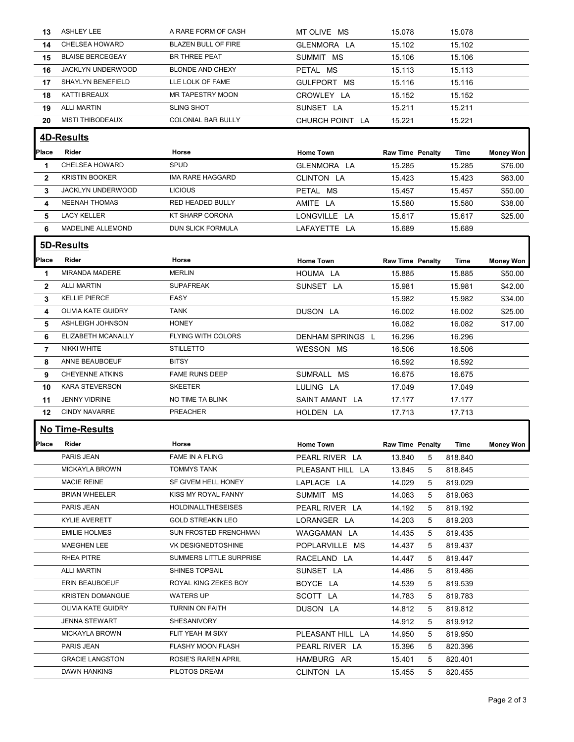| Place | Rider | Horse | Home Town | Raw Time | Penalty | Time | Money Won |
|---|---|---|---|---|---|---|---|
| 13 | ASHLEY LEE | A RARE FORM OF CASH | MT OLIVE MS | 15.078 | | 15.078 | |
| 14 | CHELSEA HOWARD | BLAZEN BULL OF FIRE | GLENMORA LA | 15.102 | | 15.102 | |
| 15 | BLAISE BERCEGEAY | BR THREE PEAT | SUMMIT MS | 15.106 | | 15.106 | |
| 16 | JACKLYN UNDERWOOD | BLONDE AND CHEXY | PETAL MS | 15.113 | | 15.113 | |
| 17 | SHAYLYN BENEFIELD | LLE LOLK OF FAME | GULFPORT MS | 15.116 | | 15.116 | |
| 18 | KATTI BREAUX | MR TAPESTRY MOON | CROWLEY LA | 15.152 | | 15.152 | |
| 19 | ALLI MARTIN | SLING SHOT | SUNSET LA | 15.211 | | 15.211 | |
| 20 | MISTI THIBODEAUX | COLONIAL BAR BULLY | CHURCH POINT LA | 15.221 | | 15.221 | |

## 4D-Results

| Place | Rider | Horse | Home Town | Raw Time | Penalty | Time | Money Won |
|---|---|---|---|---|---|---|---|
| 1 | CHELSEA HOWARD | SPUD | GLENMORA LA | 15.285 | | 15.285 | $76.00 |
| 2 | KRISTIN BOOKER | IMA RARE HAGGARD | CLINTON LA | 15.423 | | 15.423 | $63.00 |
| 3 | JACKLYN UNDERWOOD | LICIOUS | PETAL MS | 15.457 | | 15.457 | $50.00 |
| 4 | NEENAH THOMAS | RED HEADED BULLY | AMITE LA | 15.580 | | 15.580 | $38.00 |
| 5 | LACY KELLER | KT SHARP CORONA | LONGVILLE LA | 15.617 | | 15.617 | $25.00 |
| 6 | MADELINE ALLEMOND | DUN SLICK FORMULA | LAFAYETTE LA | 15.689 | | 15.689 | |

## 5D-Results

| Place | Rider | Horse | Home Town | Raw Time | Penalty | Time | Money Won |
|---|---|---|---|---|---|---|---|
| 1 | MIRANDA MADERE | MERLIN | HOUMA LA | 15.885 | | 15.885 | $50.00 |
| 2 | ALLI MARTIN | SUPAFREAK | SUNSET LA | 15.981 | | 15.981 | $42.00 |
| 3 | KELLIE PIERCE | EASY | | 15.982 | | 15.982 | $34.00 |
| 4 | OLIVIA KATE GUIDRY | TANK | DUSON LA | 16.002 | | 16.002 | $25.00 |
| 5 | ASHLEIGH JOHNSON | HONEY | | 16.082 | | 16.082 | $17.00 |
| 6 | ELIZABETH MCANALLY | FLYING WITH COLORS | DENHAM SPRINGS L | 16.296 | | 16.296 | |
| 7 | NIKKI WHITE | STILLETTO | WESSON MS | 16.506 | | 16.506 | |
| 8 | ANNE BEAUBOEUF | BITSY | | 16.592 | | 16.592 | |
| 9 | CHEYENNE ATKINS | FAME RUNS DEEP | SUMRALL MS | 16.675 | | 16.675 | |
| 10 | KARA STEVERSON | SKEETER | LULING LA | 17.049 | | 17.049 | |
| 11 | JENNY VIDRINE | NO TIME TA BLINK | SAINT AMANT LA | 17.177 | | 17.177 | |
| 12 | CINDY NAVARRE | PREACHER | HOLDEN LA | 17.713 | | 17.713 | |

## No Time-Results

| Place | Rider | Horse | Home Town | Raw Time | Penalty | Time | Money Won |
|---|---|---|---|---|---|---|---|
| | PARIS JEAN | FAME IN A FLING | PEARL RIVER LA | 13.840 | 5 | 818.840 | |
| | MICKAYLA BROWN | TOMMYS TANK | PLEASANT HILL LA | 13.845 | 5 | 818.845 | |
| | MACIE REINE | SF GIVEM HELL HONEY | LAPLACE LA | 14.029 | 5 | 819.029 | |
| | BRIAN WHEELER | KISS MY ROYAL FANNY | SUMMIT MS | 14.063 | 5 | 819.063 | |
| | PARIS JEAN | HOLDINALLTHESEISES | PEARL RIVER LA | 14.192 | 5 | 819.192 | |
| | KYLIE AVERETT | GOLD STREAKIN LEO | LORANGER LA | 14.203 | 5 | 819.203 | |
| | EMILIE HOLMES | SUN FROSTED FRENCHMAN | WAGGAMAN LA | 14.435 | 5 | 819.435 | |
| | MAEGHEN LEE | VK DESIGNEDTOSHINE | POPLARVILLE MS | 14.437 | 5 | 819.437 | |
| | RHEA PITRE | SUMMERS LITTLE SURPRISE | RACELAND LA | 14.447 | 5 | 819.447 | |
| | ALLI MARTIN | SHINES TOPSAIL | SUNSET LA | 14.486 | 5 | 819.486 | |
| | ERIN BEAUBOEUF | ROYAL KING ZEKES BOY | BOYCE LA | 14.539 | 5 | 819.539 | |
| | KRISTEN DOMANGUE | WATERS UP | SCOTT LA | 14.783 | 5 | 819.783 | |
| | OLIVIA KATE GUIDRY | TURNIN ON FAITH | DUSON LA | 14.812 | 5 | 819.812 | |
| | JENNA STEWART | SHESANIVORY | | 14.912 | 5 | 819.912 | |
| | MICKAYLA BROWN | FLIT YEAH IM SIXY | PLEASANT HILL LA | 14.950 | 5 | 819.950 | |
| | PARIS JEAN | FLASHY MOON FLASH | PEARL RIVER LA | 15.396 | 5 | 820.396 | |
| | GRACIE LANGSTON | ROSIE'S RAREN APRIL | HAMBURG AR | 15.401 | 5 | 820.401 | |
| | DAWN HANKINS | PILOTOS DREAM | CLINTON LA | 15.455 | 5 | 820.455 | |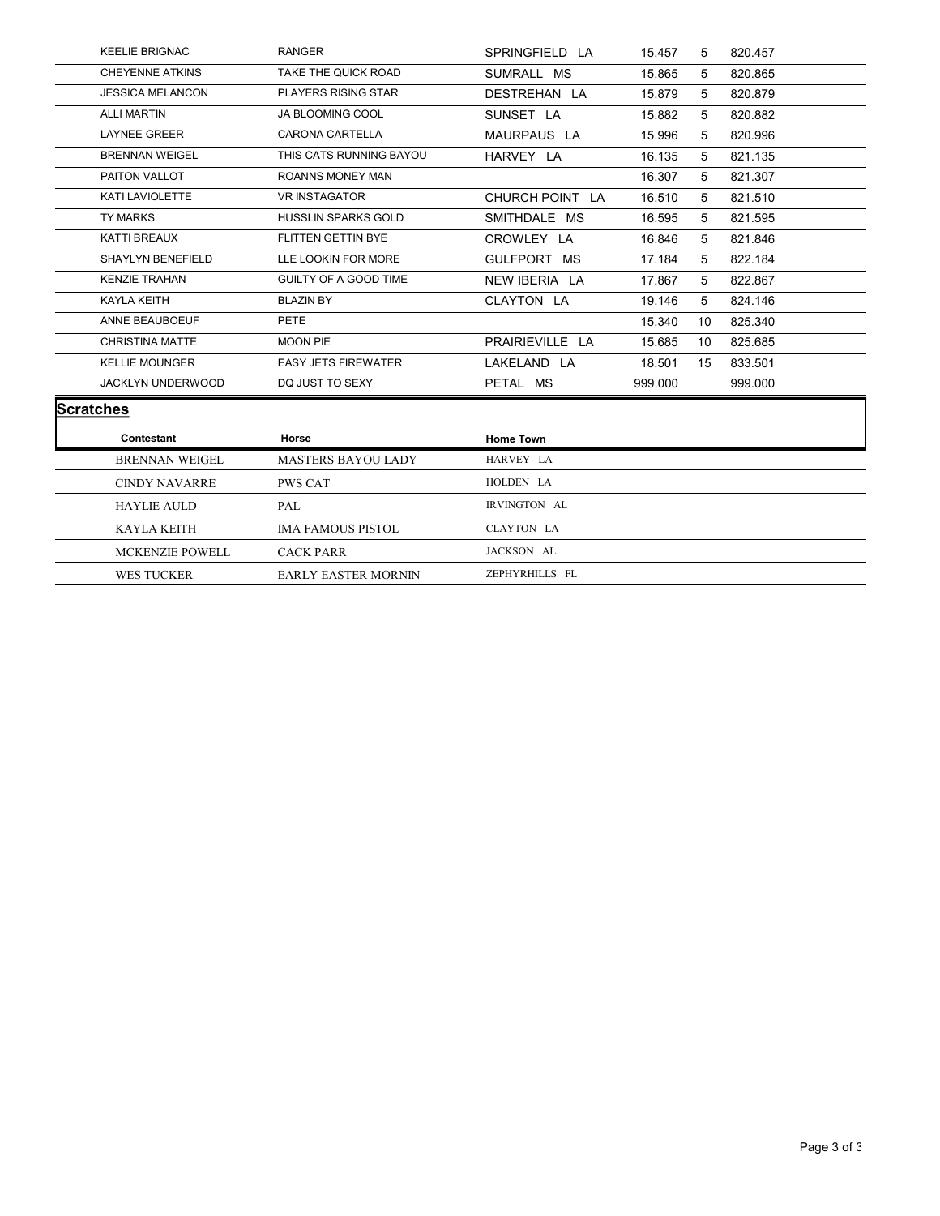| | | | | | |
|---|---|---|---|---|---|
| KEELIE BRIGNAC | RANGER | SPRINGFIELD LA | 15.457 | 5 | 820.457 |
| CHEYENNE ATKINS | TAKE THE QUICK ROAD | SUMRALL MS | 15.865 | 5 | 820.865 |
| JESSICA MELANCON | PLAYERS RISING STAR | DESTREHAN LA | 15.879 | 5 | 820.879 |
| ALLI MARTIN | JA BLOOMING COOL | SUNSET LA | 15.882 | 5 | 820.882 |
| LAYNEE GREER | CARONA CARTELLA | MAURPAUS LA | 15.996 | 5 | 820.996 |
| BRENNAN WEIGEL | THIS CATS RUNNING BAYOU | HARVEY LA | 16.135 | 5 | 821.135 |
| PAITON VALLOT | ROANNS MONEY MAN | | 16.307 | 5 | 821.307 |
| KATI LAVIOLETTE | VR INSTAGATOR | CHURCH POINT LA | 16.510 | 5 | 821.510 |
| TY MARKS | HUSSLIN SPARKS GOLD | SMITHDALE MS | 16.595 | 5 | 821.595 |
| KATTI BREAUX | FLITTEN GETTIN BYE | CROWLEY LA | 16.846 | 5 | 821.846 |
| SHAYLYN BENEFIELD | LLE LOOKIN FOR MORE | GULFPORT MS | 17.184 | 5 | 822.184 |
| KENZIE TRAHAN | GUILTY OF A GOOD TIME | NEW IBERIA LA | 17.867 | 5 | 822.867 |
| KAYLA KEITH | BLAZIN BY | CLAYTON LA | 19.146 | 5 | 824.146 |
| ANNE BEAUBOEUF | PETE | | 15.340 | 10 | 825.340 |
| CHRISTINA MATTE | MOON PIE | PRAIRIEVILLE LA | 15.685 | 10 | 825.685 |
| KELLIE MOUNGER | EASY JETS FIREWATER | LAKELAND LA | 18.501 | 15 | 833.501 |
| JACKLYN UNDERWOOD | DQ JUST TO SEXY | PETAL MS | 999.000 | | 999.000 |

## Scratches

| Contestant | Horse | Home Town |
|---|---|---|
| BRENNAN WEIGEL | MASTERS BAYOU LADY | HARVEY LA |
| CINDY NAVARRE | PWS CAT | HOLDEN LA |
| HAYLIE AULD | PAL | IRVINGTON AL |
| KAYLA KEITH | IMA FAMOUS PISTOL | CLAYTON LA |
| MCKENZIE POWELL | CACK PARR | JACKSON AL |
| WES TUCKER | EARLY EASTER MORNIN | ZEPHYRHILLS FL |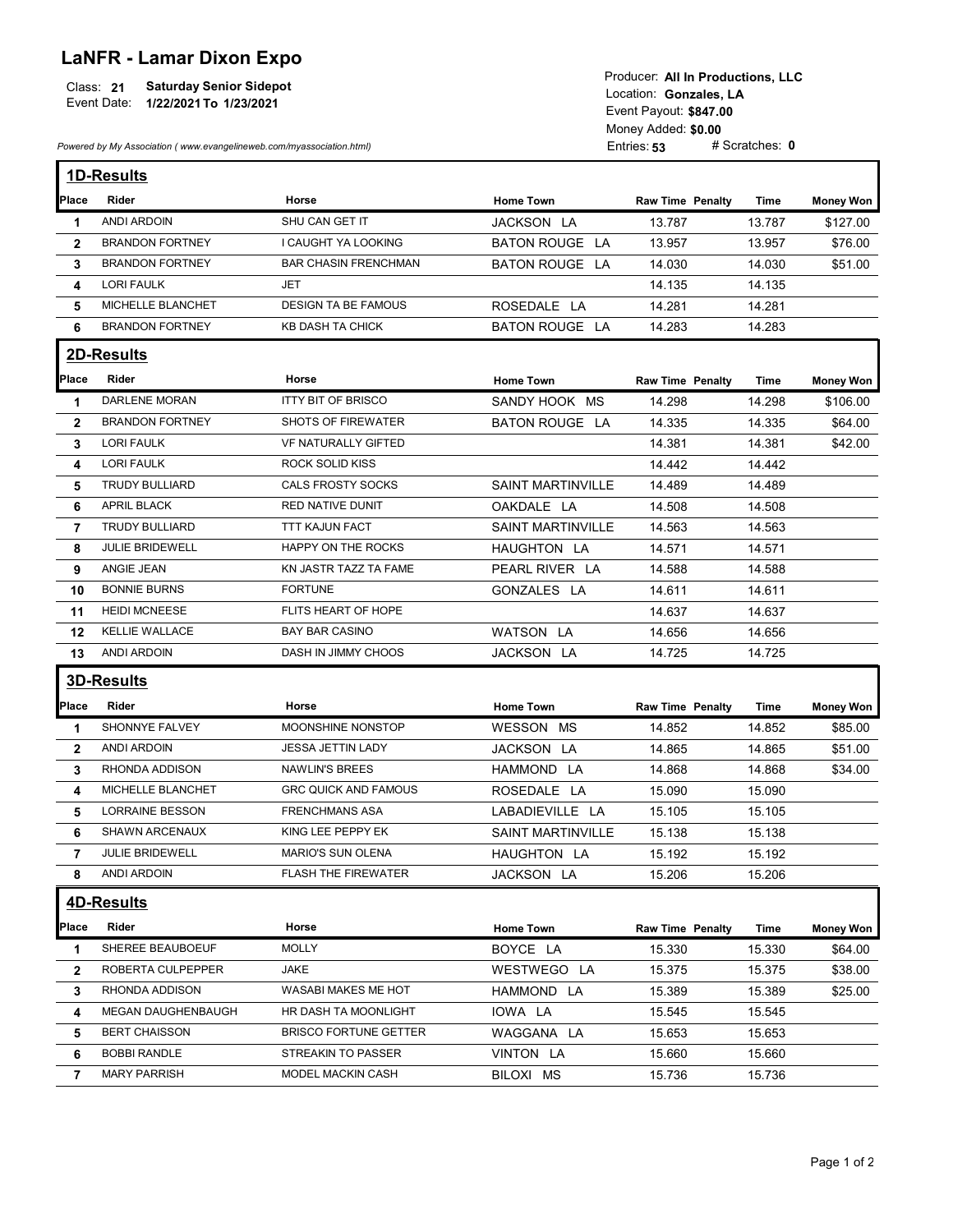# LaNFR - Lamar Dixon Expo

Class: **21** **Saturday Senior Sidepot**
Event Date: **1/22/2021 To 1/23/2021**

*Powered by My Association ( www.evangelineweb.com/myassociation.html)*

Producer: **All In Productions, LLC**
Location: **Gonzales, LA**
Event Payout: **$847.00**
Money Added: **$0.00**
Entries: **53** # Scratches: **0**

## 1D-Results

| Place | Rider | Horse | Home Town | Raw Time | Penalty | Time | Money Won |
|---|---|---|---|---|---|---|---|
| 1 | ANDI ARDOIN | SHU CAN GET IT | JACKSON LA | 13.787 | | 13.787 | $127.00 |
| 2 | BRANDON FORTNEY | I CAUGHT YA LOOKING | BATON ROUGE LA | 13.957 | | 13.957 | $76.00 |
| 3 | BRANDON FORTNEY | BAR CHASIN FRENCHMAN | BATON ROUGE LA | 14.030 | | 14.030 | $51.00 |
| 4 | LORI FAULK | JET | | 14.135 | | 14.135 | |
| 5 | MICHELLE BLANCHET | DESIGN TA BE FAMOUS | ROSEDALE LA | 14.281 | | 14.281 | |
| 6 | BRANDON FORTNEY | KB DASH TA CHICK | BATON ROUGE LA | 14.283 | | 14.283 | |

## 2D-Results

| Place | Rider | Horse | Home Town | Raw Time | Penalty | Time | Money Won |
|---|---|---|---|---|---|---|---|
| 1 | DARLENE MORAN | ITTY BIT OF BRISCO | SANDY HOOK MS | 14.298 | | 14.298 | $106.00 |
| 2 | BRANDON FORTNEY | SHOTS OF FIREWATER | BATON ROUGE LA | 14.335 | | 14.335 | $64.00 |
| 3 | LORI FAULK | VF NATURALLY GIFTED | | 14.381 | | 14.381 | $42.00 |
| 4 | LORI FAULK | ROCK SOLID KISS | | 14.442 | | 14.442 | |
| 5 | TRUDY BULLIARD | CALS FROSTY SOCKS | SAINT MARTINVILLE | 14.489 | | 14.489 | |
| 6 | APRIL BLACK | RED NATIVE DUNIT | OAKDALE LA | 14.508 | | 14.508 | |
| 7 | TRUDY BULLIARD | TTT KAJUN FACT | SAINT MARTINVILLE | 14.563 | | 14.563 | |
| 8 | JULIE BRIDEWELL | HAPPY ON THE ROCKS | HAUGHTON LA | 14.571 | | 14.571 | |
| 9 | ANGIE JEAN | KN JASTR TAZZ TA FAME | PEARL RIVER LA | 14.588 | | 14.588 | |
| 10 | BONNIE BURNS | FORTUNE | GONZALES LA | 14.611 | | 14.611 | |
| 11 | HEIDI MCNEESE | FLITS HEART OF HOPE | | 14.637 | | 14.637 | |
| 12 | KELLIE WALLACE | BAY BAR CASINO | WATSON LA | 14.656 | | 14.656 | |
| 13 | ANDI ARDOIN | DASH IN JIMMY CHOOS | JACKSON LA | 14.725 | | 14.725 | |

## 3D-Results

| Place | Rider | Horse | Home Town | Raw Time | Penalty | Time | Money Won |
|---|---|---|---|---|---|---|---|
| 1 | SHONNYE FALVEY | MOONSHINE NONSTOP | WESSON MS | 14.852 | | 14.852 | $85.00 |
| 2 | ANDI ARDOIN | JESSA JETTIN LADY | JACKSON LA | 14.865 | | 14.865 | $51.00 |
| 3 | RHONDA ADDISON | NAWLIN'S BREES | HAMMOND LA | 14.868 | | 14.868 | $34.00 |
| 4 | MICHELLE BLANCHET | GRC QUICK AND FAMOUS | ROSEDALE LA | 15.090 | | 15.090 | |
| 5 | LORRAINE BESSON | FRENCHMANS ASA | LABADIEVILLE LA | 15.105 | | 15.105 | |
| 6 | SHAWN ARCENAUX | KING LEE PEPPY EK | SAINT MARTINVILLE | 15.138 | | 15.138 | |
| 7 | JULIE BRIDEWELL | MARIO'S SUN OLENA | HAUGHTON LA | 15.192 | | 15.192 | |
| 8 | ANDI ARDOIN | FLASH THE FIREWATER | JACKSON LA | 15.206 | | 15.206 | |

## 4D-Results

| Place | Rider | Horse | Home Town | Raw Time | Penalty | Time | Money Won |
|---|---|---|---|---|---|---|---|
| 1 | SHEREE BEAUBOEUF | MOLLY | BOYCE LA | 15.330 | | 15.330 | $64.00 |
| 2 | ROBERTA CULPEPPER | JAKE | WESTWEGO LA | 15.375 | | 15.375 | $38.00 |
| 3 | RHONDA ADDISON | WASABI MAKES ME HOT | HAMMOND LA | 15.389 | | 15.389 | $25.00 |
| 4 | MEGAN DAUGHENBAUGH | HR DASH TA MOONLIGHT | IOWA LA | 15.545 | | 15.545 | |
| 5 | BERT CHAISSON | BRISCO FORTUNE GETTER | WAGGANA LA | 15.653 | | 15.653 | |
| 6 | BOBBI RANDLE | STREAKIN TO PASSER | VINTON LA | 15.660 | | 15.660 | |
| 7 | MARY PARRISH | MODEL MACKIN CASH | BILOXI MS | 15.736 | | 15.736 | |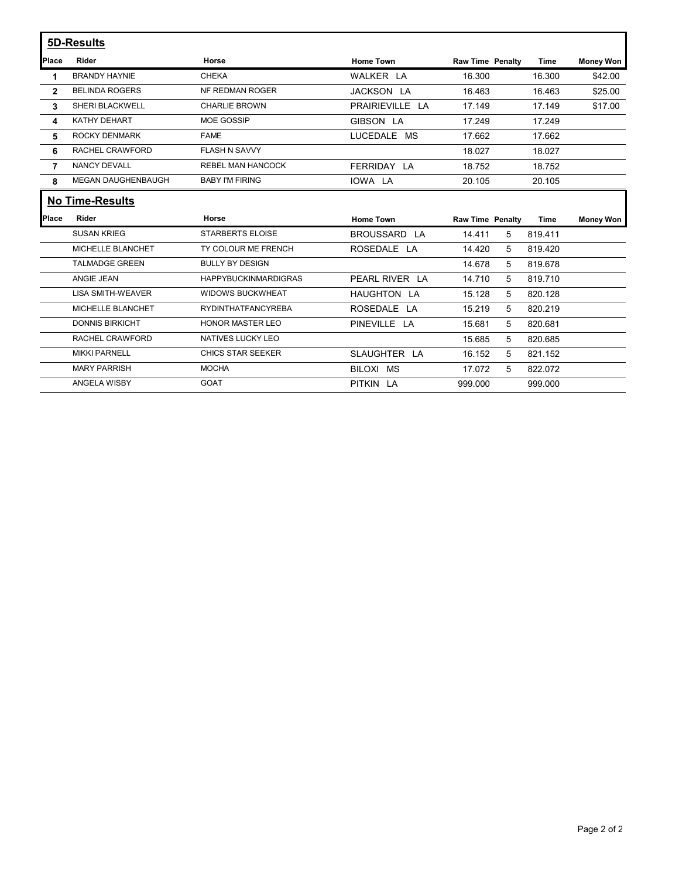## 5D-Results

| Place | Rider | Horse | Home Town | Raw Time | Penalty | Time | Money Won |
|---|---|---|---|---|---|---|---|
| 1 | BRANDY HAYNIE | CHEKA | WALKER LA | 16.300 | | 16.300 | $42.00 |
| 2 | BELINDA ROGERS | NF REDMAN ROGER | JACKSON LA | 16.463 | | 16.463 | $25.00 |
| 3 | SHERI BLACKWELL | CHARLIE BROWN | PRAIRIEVILLE LA | 17.149 | | 17.149 | $17.00 |
| 4 | KATHY DEHART | MOE GOSSIP | GIBSON LA | 17.249 | | 17.249 | |
| 5 | ROCKY DENMARK | FAME | LUCEDALE MS | 17.662 | | 17.662 | |
| 6 | RACHEL CRAWFORD | FLASH N SAVVY | | 18.027 | | 18.027 | |
| 7 | NANCY DEVALL | REBEL MAN HANCOCK | FERRIDAY LA | 18.752 | | 18.752 | |
| 8 | MEGAN DAUGHENBAUGH | BABY I'M FIRING | IOWA LA | 20.105 | | 20.105 | |

## No Time-Results

| Place | Rider | Horse | Home Town | Raw Time | Penalty | Time | Money Won |
|---|---|---|---|---|---|---|---|
| | SUSAN KRIEG | STARBERTS ELOISE | BROUSSARD LA | 14.411 | 5 | 819.411 | |
| | MICHELLE BLANCHET | TY COLOUR ME FRENCH | ROSEDALE LA | 14.420 | 5 | 819.420 | |
| | TALMADGE GREEN | BULLY BY DESIGN | | 14.678 | 5 | 819.678 | |
| | ANGIE JEAN | HAPPYBUCKINMARDIGRAS | PEARL RIVER LA | 14.710 | 5 | 819.710 | |
| | LISA SMITH-WEAVER | WIDOWS BUCKWHEAT | HAUGHTON LA | 15.128 | 5 | 820.128 | |
| | MICHELLE BLANCHET | RYDINTHATFANCYREBA | ROSEDALE LA | 15.219 | 5 | 820.219 | |
| | DONNIS BIRKICHT | HONOR MASTER LEO | PINEVILLE LA | 15.681 | 5 | 820.681 | |
| | RACHEL CRAWFORD | NATIVES LUCKY LEO | | 15.685 | 5 | 820.685 | |
| | MIKKI PARNELL | CHICS STAR SEEKER | SLAUGHTER LA | 16.152 | 5 | 821.152 | |
| | MARY PARRISH | MOCHA | BILOXI MS | 17.072 | 5 | 822.072 | |
| | ANGELA WISBY | GOAT | PITKIN LA | 999.000 | | 999.000 | |